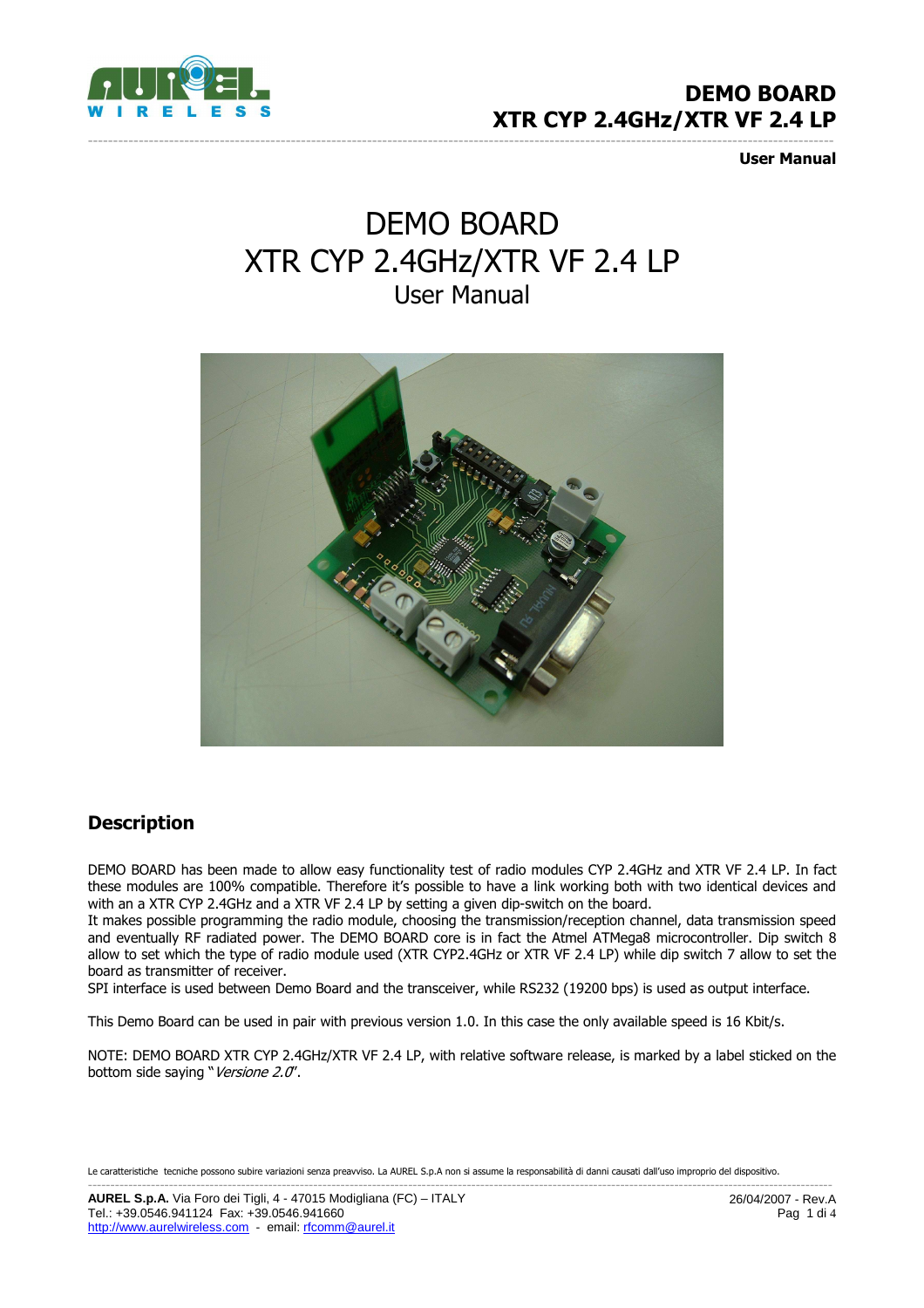# DEMO BOARD
# XTR CYP 2.4GHz/XTR VF 2.4 LP
## User Manual

## Description

DEMO BOARD has been made to allow easy functionality test of radio modules CYP 2.4GHz and XTR VF 2.4 LP. In fact these modules are 100% compatible. Therefore it's possible to have a link working both with two identical devices and with an a XTR CYP 2.4GHz and a XTR VF 2.4 LP by setting a given dip-switch on the board.
It makes possible programming the radio module, choosing the transmission/reception channel, data transmission speed and eventually RF radiated power. The DEMO BOARD core is in fact the Atmel ATMega8 microcontroller. Dip switch 8 allow to set which the type of radio module used (XTR CYP2.4GHz or XTR VF 2.4 LP) while dip switch 7 allow to set the board as transmitter of receiver.
SPI interface is used between Demo Board and the transceiver, while RS232 (19200 bps) is used as output interface.

This Demo Board can be used in pair with previous version 1.0. In this case the only available speed is 16 Kbit/s.

NOTE: DEMO BOARD XTR CYP 2.4GHz/XTR VF 2.4 LP, with relative software release, is marked by a label sticked on the bottom side saying "*Versione 2.0*".

Le caratteristiche tecniche possono subire variazioni senza preavviso. La AUREL S.p.A non si assume la responsabilità di danni causati dall'uso improprio del dispositivo.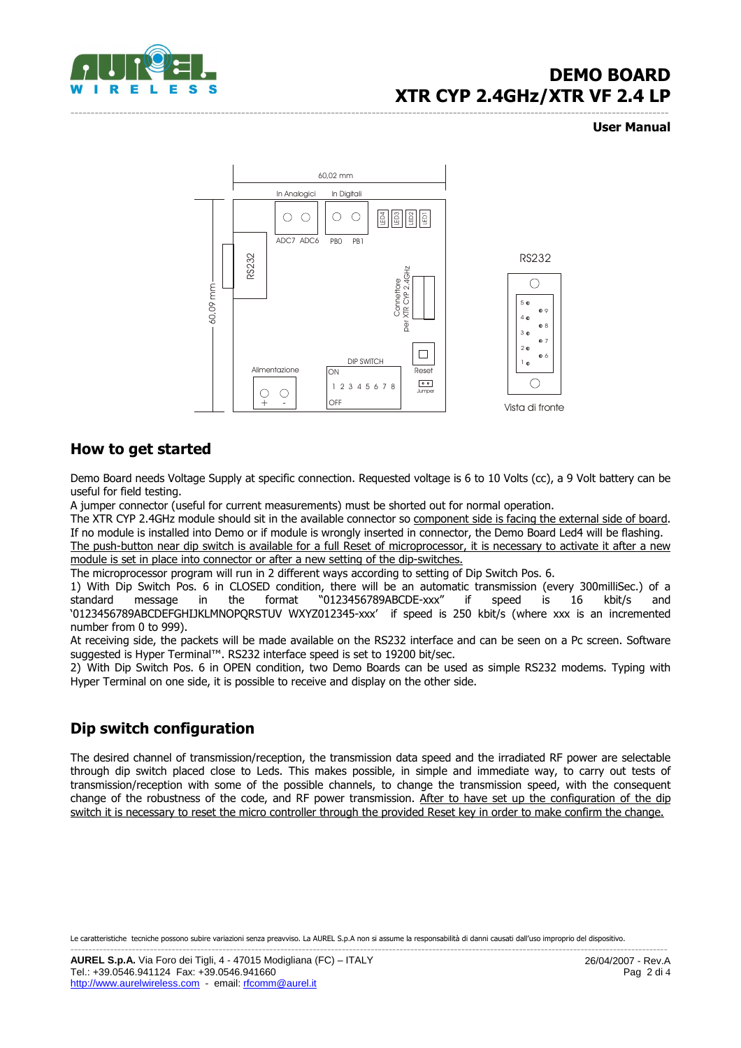# DEMO BOARD
# XTR CYP 2.4GHz/XTR VF 2.4 LP

**User Manual**

60,02 mm

In Analogici In Digitali

ADC7 ADC6 PB0 PB1

LED4 LED3 LED2 LED1

RS232

60,09 mm

Connettore per XTR CYP 2.4GHz

DIP SWITCH

ON

1 2 3 4 5 6 7 8

OFF

Reset

Jumper

Alimentazione

\+ -

RS232

Vista di fronte

## How to get started

Demo Board needs Voltage Supply at specific connection. Requested voltage is 6 to 10 Volts (cc), a 9 Volt battery can be useful for field testing.

A jumper connector (useful for current measurements) must be shorted out for normal operation.

The XTR CYP 2.4GHz module should sit in the available connector so component side is facing the external side of board.

If no module is installed into Demo or if module is wrongly inserted in connector, the Demo Board Led4 will be flashing.

The push-button near dip switch is available for a full Reset of microprocessor, it is necessary to activate it after a new module is set in place into connector or after a new setting of the dip-switches.

The microprocessor program will run in 2 different ways according to setting of Dip Switch Pos. 6.

1) With Dip Switch Pos. 6 in CLOSED condition, there will be an automatic transmission (every 300milliSec.) of a standard message in the format "0123456789ABCDE-xxx" if speed is 16 kbit/s and '0123456789ABCDEFGHIJKLMNOPQRSTUV WXYZ012345-xxx' if speed is 250 kbit/s (where xxx is an incremented number from 0 to 999).

At receiving side, the packets will be made available on the RS232 interface and can be seen on a Pc screen. Software suggested is Hyper Terminal™. RS232 interface speed is set to 19200 bit/sec.

2) With Dip Switch Pos. 6 in OPEN condition, two Demo Boards can be used as simple RS232 modems. Typing with Hyper Terminal on one side, it is possible to receive and display on the other side.

## Dip switch configuration

The desired channel of transmission/reception, the transmission data speed and the irradiated RF power are selectable through dip switch placed close to Leds. This makes possible, in simple and immediate way, to carry out tests of transmission/reception with some of the possible channels, to change the transmission speed, with the consequent change of the robustness of the code, and RF power transmission. After to have set up the configuration of the dip switch it is necessary to reset the micro controller through the provided Reset key in order to make confirm the change.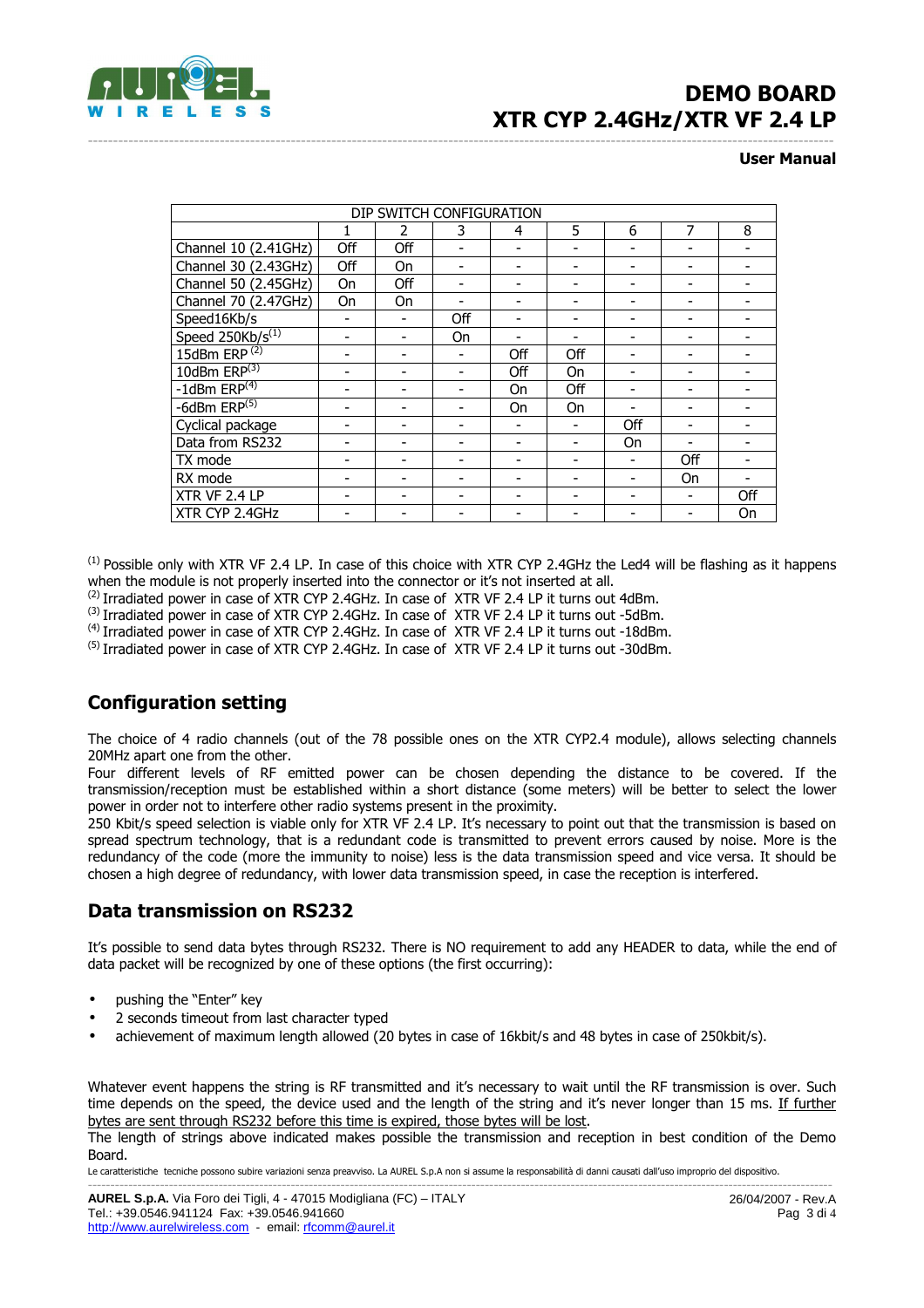| DIP SWITCH CONFIGURATION | | | | | | | | |
|---|---|---|---|---|---|---|---|---|
| | 1 | 2 | 3 | 4 | 5 | 6 | 7 | 8 |
| Channel 10 (2.41GHz) | Off | Off | - | - | - | - | - | - |
| Channel 30 (2.43GHz) | Off | On | - | - | - | - | - | - |
| Channel 50 (2.45GHz) | On | Off | - | - | - | - | - | - |
| Channel 70 (2.47GHz) | On | On | - | - | - | - | - | - |
| Speed16Kb/s | - | - | Off | - | - | - | - | - |
| Speed 250Kb/s(1) | - | - | On | - | - | - | - | - |
| 15dBm ERP (2) | - | - | - | Off | Off | - | - | - |
| 10dBm ERP(3) | - | - | - | Off | On | - | - | - |
| -1dBm ERP(4) | - | - | - | On | Off | - | - | - |
| -6dBm ERP(5) | - | - | - | On | On | - | - | - |
| Cyclical package | - | - | - | - | - | Off | - | - |
| Data from RS232 | - | - | - | - | - | On | - | - |
| TX mode | - | - | - | - | - | - | Off | - |
| RX mode | - | - | - | - | - | - | On | - |
| XTR VF 2.4 LP | - | - | - | - | - | - | - | Off |
| XTR CYP 2.4GHz | - | - | - | - | - | - | - | On |

(1) Possible only with XTR VF 2.4 LP. In case of this choice with XTR CYP 2.4GHz the Led4 will be flashing as it happens when the module is not properly inserted into the connector or it's not inserted at all.
(2) Irradiated power in case of XTR CYP 2.4GHz. In case of XTR VF 2.4 LP it turns out 4dBm.
(3) Irradiated power in case of XTR CYP 2.4GHz. In case of XTR VF 2.4 LP it turns out -5dBm.
(4) Irradiated power in case of XTR CYP 2.4GHz. In case of XTR VF 2.4 LP it turns out -18dBm.
(5) Irradiated power in case of XTR CYP 2.4GHz. In case of XTR VF 2.4 LP it turns out -30dBm.

## Configuration setting

The choice of 4 radio channels (out of the 78 possible ones on the XTR CYP2.4 module), allows selecting channels 20MHz apart one from the other.
Four different levels of RF emitted power can be chosen depending the distance to be covered. If the transmission/reception must be established within a short distance (some meters) will be better to select the lower power in order not to interfere other radio systems present in the proximity.
250 Kbit/s speed selection is viable only for XTR VF 2.4 LP. It's necessary to point out that the transmission is based on spread spectrum technology, that is a redundant code is transmitted to prevent errors caused by noise. More is the redundancy of the code (more the immunity to noise) less is the data transmission speed and vice versa. It should be chosen a high degree of redundancy, with lower data transmission speed, in case the reception is interfered.

## Data transmission on RS232

It's possible to send data bytes through RS232. There is NO requirement to add any HEADER to data, while the end of data packet will be recognized by one of these options (the first occurring):

- pushing the "Enter" key
- 2 seconds timeout from last character typed
- achievement of maximum length allowed (20 bytes in case of 16kbit/s and 48 bytes in case of 250kbit/s).

Whatever event happens the string is RF transmitted and it's necessary to wait until the RF transmission is over. Such time depends on the speed, the device used and the length of the string and it's never longer than 15 ms. If further bytes are sent through RS232 before this time is expired, those bytes will be lost.
The length of strings above indicated makes possible the transmission and reception in best condition of the Demo Board.

Le caratteristiche tecniche possono subire variazioni senza preavviso. La AUREL S.p.A non si assume la responsabilità di danni causati dall'uso improprio del dispositivo.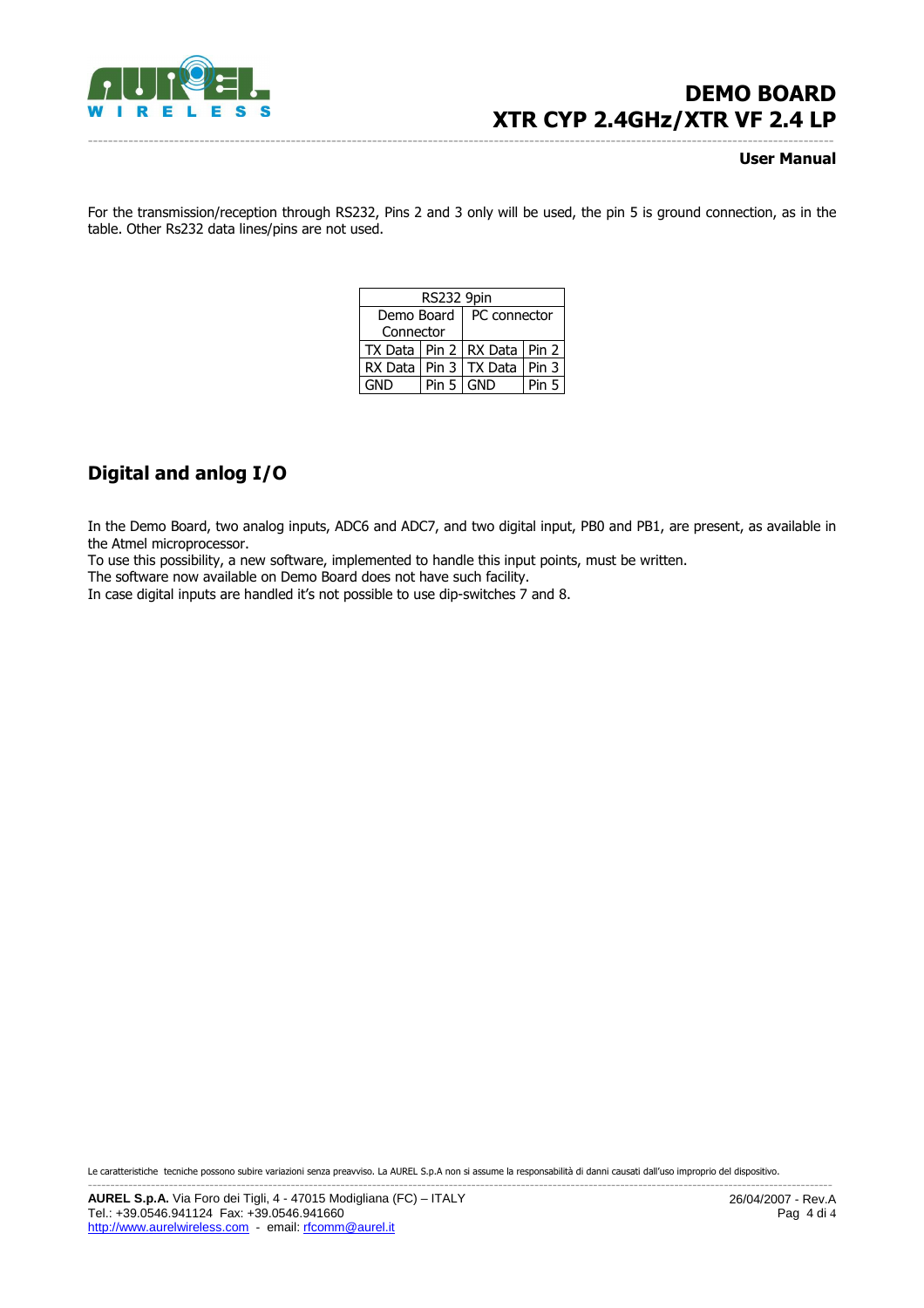For the transmission/reception through RS232, Pins 2 and 3 only will be used, the pin 5 is ground connection, as in the table. Other Rs232 data lines/pins are not used.

| RS232 9pin | | | |
|---|---|---|---|
| Demo Board Connector | | PC connector | |
| TX Data | Pin 2 | RX Data | Pin 2 |
| RX Data | Pin 3 | TX Data | Pin 3 |
| GND | Pin 5 | GND | Pin 5 |

## Digital and anlog I/O

In the Demo Board, two analog inputs, ADC6 and ADC7, and two digital input, PB0 and PB1, are present, as available in the Atmel microprocessor.
To use this possibility, a new software, implemented to handle this input points, must be written.
The software now available on Demo Board does not have such facility.
In case digital inputs are handled it's not possible to use dip-switches 7 and 8.

Le caratteristiche tecniche possono subire variazioni senza preavviso. La AUREL S.p.A non si assume la responsabilità di danni causati dall'uso improprio del dispositivo.

**AUREL S.p.A.** Via Foro dei Tigli, 4 - 47015 Modigliana (FC) – ITALY
Tel.: +39.0546.941124 Fax: +39.0546.941660
http://www.aurelwireless.com - email: rfcomm@aurel.it

26/04/2007 - Rev.A